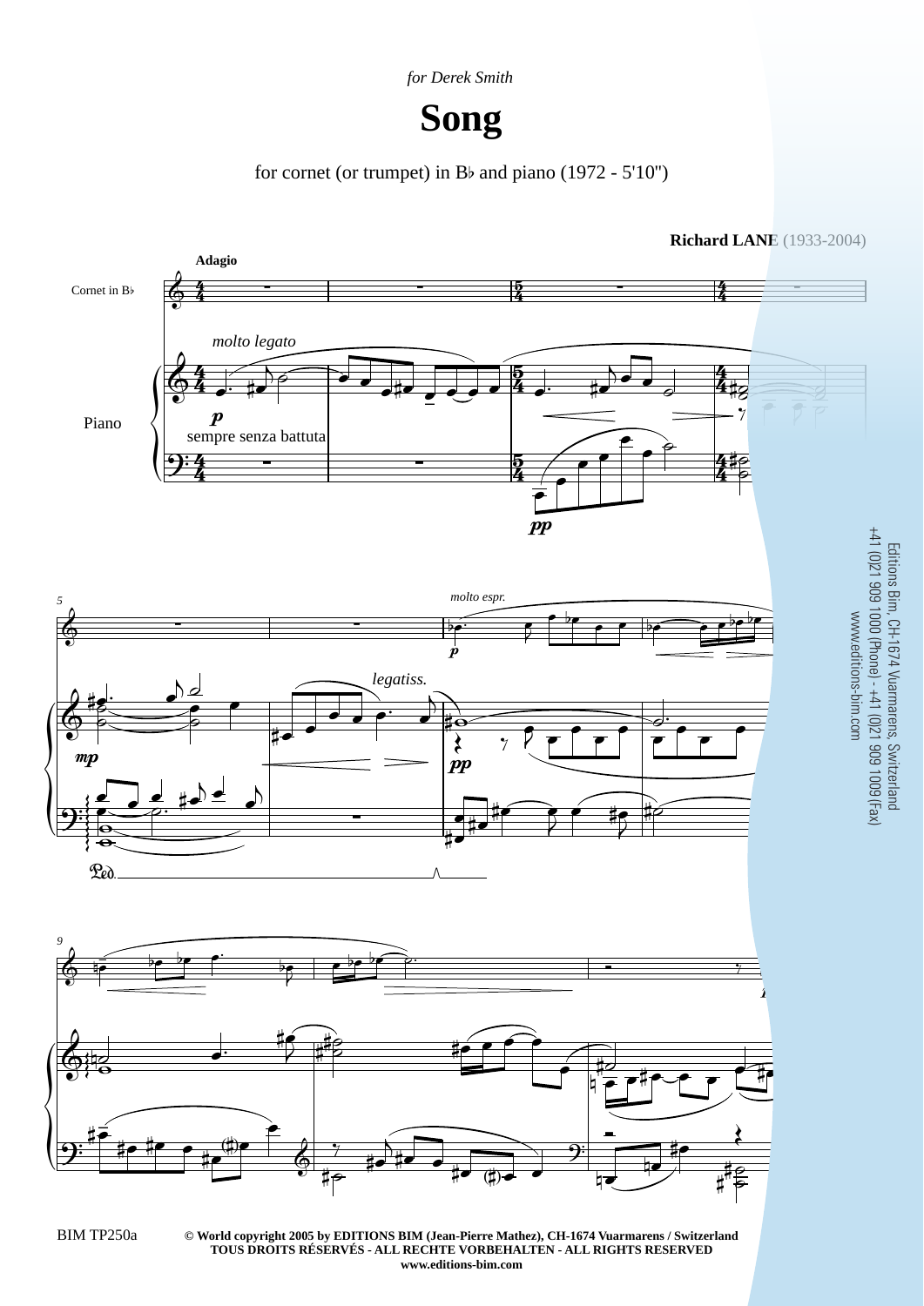*for Derek Smith*

# Song

for cornet (or trumpet) in B♭ and piano (1972 - 5'10")

**Richard LANE** (1933-2004)

**Adagio**

Cornet in B♭

Piano

*molto legato*

*p*

sempre senza battuta

*pp*

*mp*

*legatiss.*

*molto espr.*

*p*

*pp*

Ped.

Editions Bim, CH-1674 Vuarmarens, Switzerland
+41 (0)21 909 1000 (Phone) - +41 (0)21 909 1009 (Fax)
www.editions-bim.com

BIM TP250a

**© World copyright 2005 by EDITIONS BIM (Jean-Pierre Mathez), CH-1674 Vuarmarens / Switzerland**
**TOUS DROITS RÉSERVÉS - ALL RECHTE VORBEHALTEN - ALL RIGHTS RESERVED**
**www.editions-bim.com**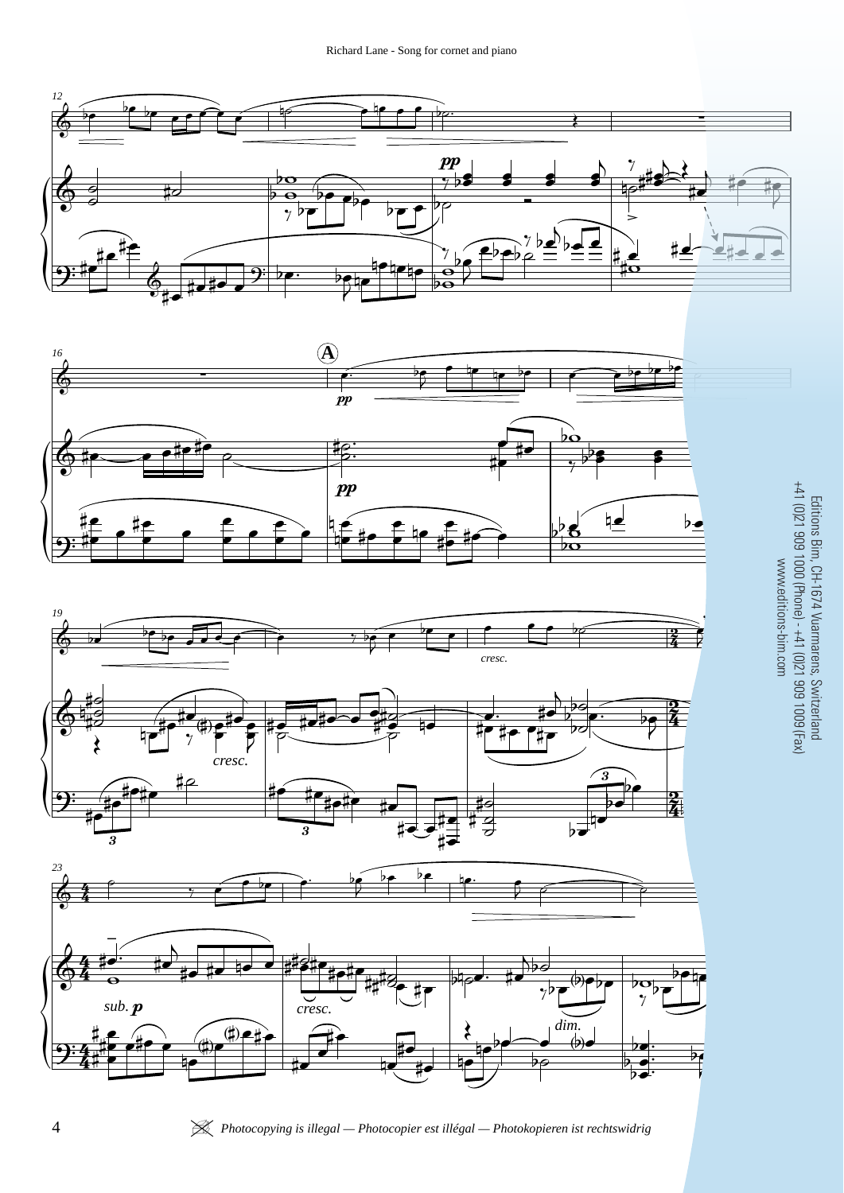Editions Bim, CH-1674 Vuarmarens, Switzerland
+41 (0)21 909 1000 (Phone) - +41 (0)21 909 1009 (Fax)
www.editions-bim.com

*Photocopying is illegal — Photocopier est illégal — Photokopieren ist rechtswidrig*